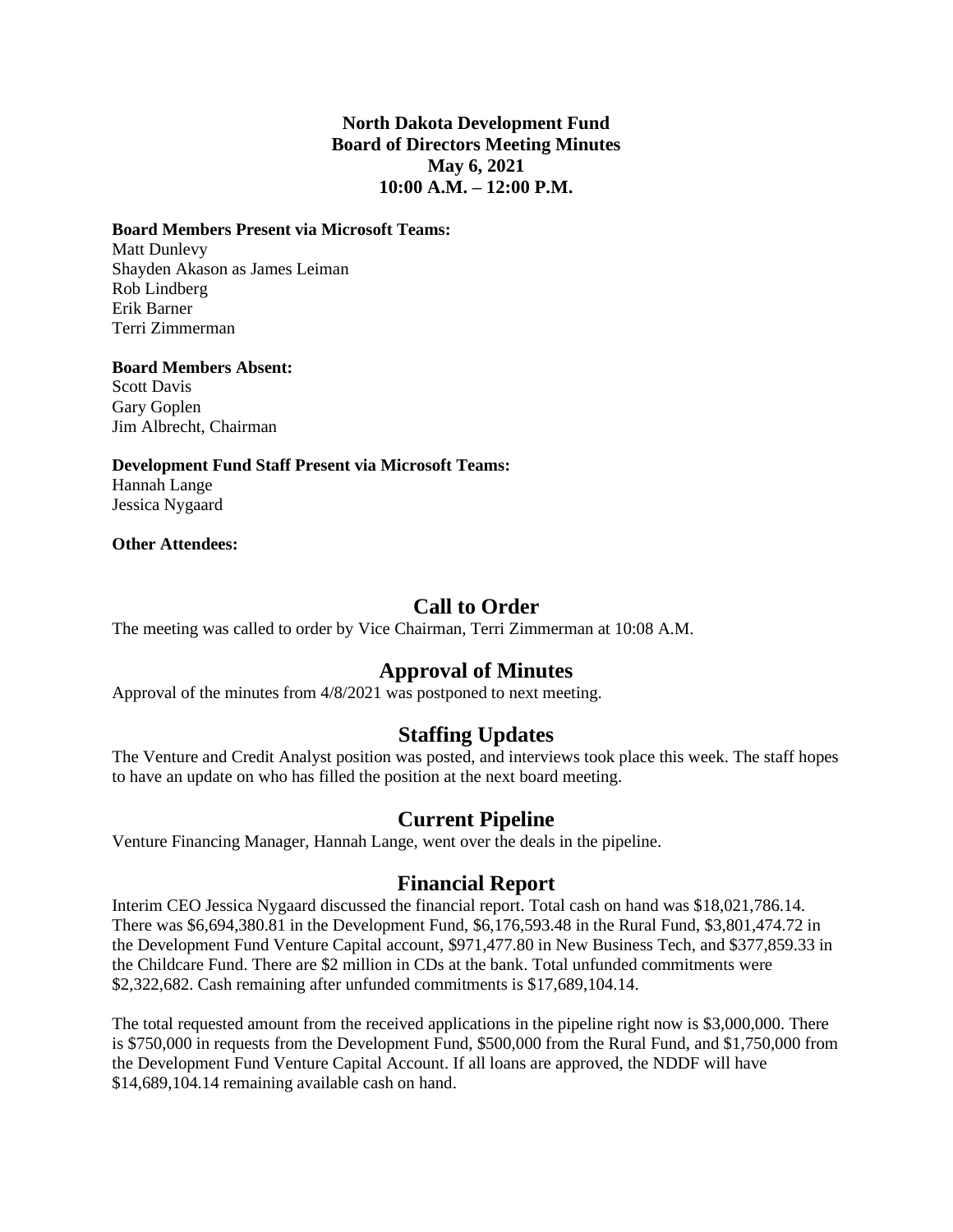**North Dakota Development Fund**
**Board of Directors Meeting Minutes**
**May 6, 2021**
**10:00 A.M. – 12:00 P.M.**

**Board Members Present via Microsoft Teams:**
Matt Dunlevy
Shayden Akason as James Leiman
Rob Lindberg
Erik Barner
Terri Zimmerman

**Board Members Absent:**
Scott Davis
Gary Goplen
Jim Albrecht, Chairman

**Development Fund Staff Present via Microsoft Teams:**
Hannah Lange
Jessica Nygaard

**Other Attendees:**

## Call to Order

The meeting was called to order by Vice Chairman, Terri Zimmerman at 10:08 A.M.

## Approval of Minutes

Approval of the minutes from 4/8/2021 was postponed to next meeting.

## Staffing Updates

The Venture and Credit Analyst position was posted, and interviews took place this week. The staff hopes to have an update on who has filled the position at the next board meeting.

## Current Pipeline

Venture Financing Manager, Hannah Lange, went over the deals in the pipeline.

## Financial Report

Interim CEO Jessica Nygaard discussed the financial report. Total cash on hand was $18,021,786.14. There was $6,694,380.81 in the Development Fund, $6,176,593.48 in the Rural Fund, $3,801,474.72 in the Development Fund Venture Capital account, $971,477.80 in New Business Tech, and $377,859.33 in the Childcare Fund. There are $2 million in CDs at the bank. Total unfunded commitments were $2,322,682. Cash remaining after unfunded commitments is $17,689,104.14.

The total requested amount from the received applications in the pipeline right now is $3,000,000. There is $750,000 in requests from the Development Fund, $500,000 from the Rural Fund, and $1,750,000 from the Development Fund Venture Capital Account. If all loans are approved, the NDDF will have $14,689,104.14 remaining available cash on hand.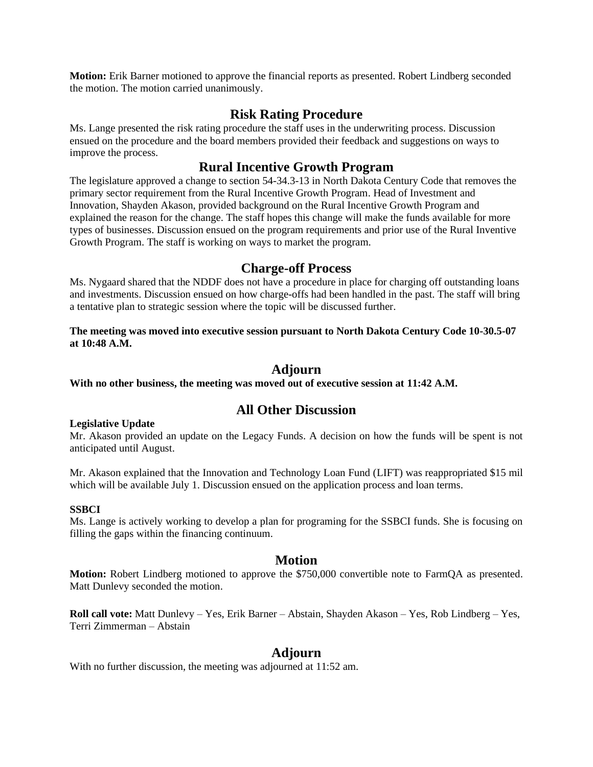**Motion:** Erik Barner motioned to approve the financial reports as presented. Robert Lindberg seconded the motion. The motion carried unanimously.

## Risk Rating Procedure

Ms. Lange presented the risk rating procedure the staff uses in the underwriting process. Discussion ensued on the procedure and the board members provided their feedback and suggestions on ways to improve the process.

## Rural Incentive Growth Program

The legislature approved a change to section 54-34.3-13 in North Dakota Century Code that removes the primary sector requirement from the Rural Incentive Growth Program. Head of Investment and Innovation, Shayden Akason, provided background on the Rural Incentive Growth Program and explained the reason for the change. The staff hopes this change will make the funds available for more types of businesses. Discussion ensued on the program requirements and prior use of the Rural Inventive Growth Program. The staff is working on ways to market the program.

## Charge-off Process

Ms. Nygaard shared that the NDDF does not have a procedure in place for charging off outstanding loans and investments. Discussion ensued on how charge-offs had been handled in the past. The staff will bring a tentative plan to strategic session where the topic will be discussed further.

**The meeting was moved into executive session pursuant to North Dakota Century Code 10-30.5-07 at 10:48 A.M.**

## Adjourn

**With no other business, the meeting was moved out of executive session at 11:42 A.M.**

## All Other Discussion

**Legislative Update**

Mr. Akason provided an update on the Legacy Funds. A decision on how the funds will be spent is not anticipated until August.

Mr. Akason explained that the Innovation and Technology Loan Fund (LIFT) was reappropriated $15 mil which will be available July 1. Discussion ensued on the application process and loan terms.

**SSBCI**

Ms. Lange is actively working to develop a plan for programing for the SSBCI funds. She is focusing on filling the gaps within the financing continuum.

## Motion

**Motion:** Robert Lindberg motioned to approve the $750,000 convertible note to FarmQA as presented. Matt Dunlevy seconded the motion.

**Roll call vote:** Matt Dunlevy – Yes, Erik Barner – Abstain, Shayden Akason – Yes, Rob Lindberg – Yes, Terri Zimmerman – Abstain

## Adjourn

With no further discussion, the meeting was adjourned at 11:52 am.